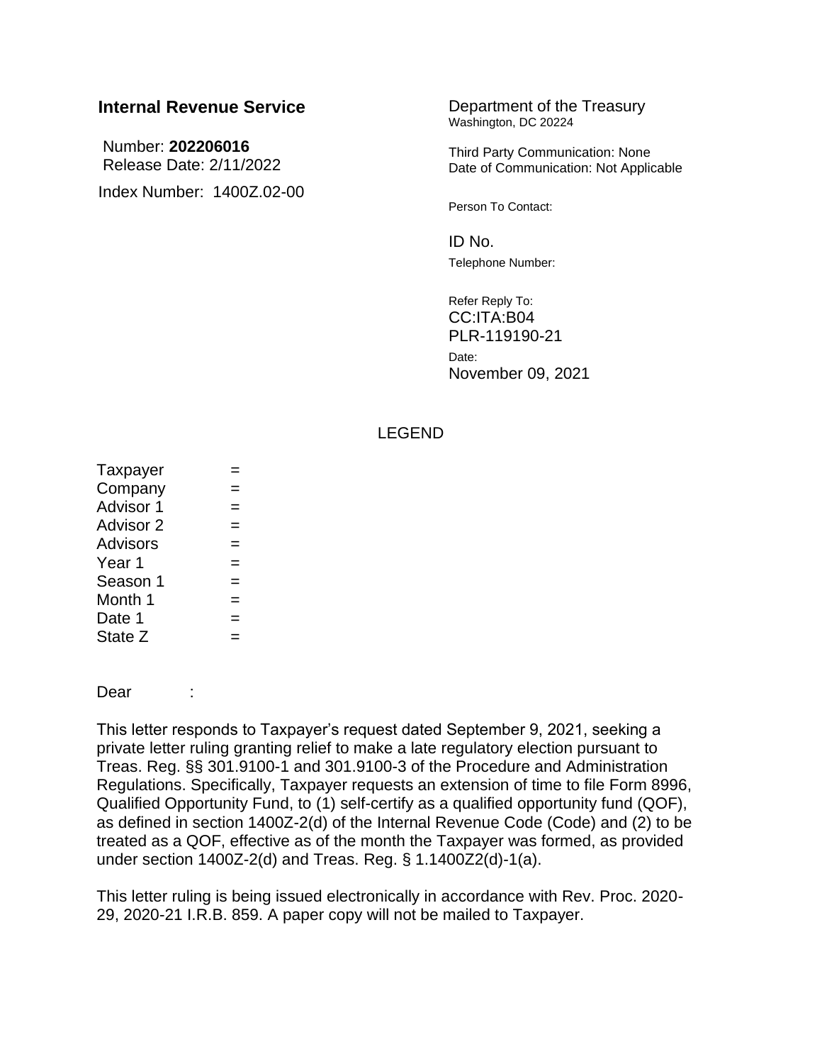**Internal Revenue Service**

Number: **202206016**
Release Date: 2/11/2022

Index Number: 1400Z.02-00

Department of the Treasury
Washington, DC 20224

Third Party Communication: None
Date of Communication: Not Applicable

Person To Contact:

ID No.

Telephone Number:

Refer Reply To:
CC:ITA:B04
PLR-119190-21

Date:
November 09, 2021

LEGEND

Taxpayer =
Company =
Advisor 1 =
Advisor 2 =
Advisors =
Year 1 =
Season 1 =
Month 1 =
Date 1 =
State Z =

Dear :

This letter responds to Taxpayer's request dated September 9, 2021, seeking a private letter ruling granting relief to make a late regulatory election pursuant to Treas. Reg. §§ 301.9100-1 and 301.9100-3 of the Procedure and Administration Regulations. Specifically, Taxpayer requests an extension of time to file Form 8996, Qualified Opportunity Fund, to (1) self-certify as a qualified opportunity fund (QOF), as defined in section 1400Z-2(d) of the Internal Revenue Code (Code) and (2) to be treated as a QOF, effective as of the month the Taxpayer was formed, as provided under section 1400Z-2(d) and Treas. Reg. § 1.1400Z2(d)-1(a).

This letter ruling is being issued electronically in accordance with Rev. Proc. 2020-29, 2020-21 I.R.B. 859. A paper copy will not be mailed to Taxpayer.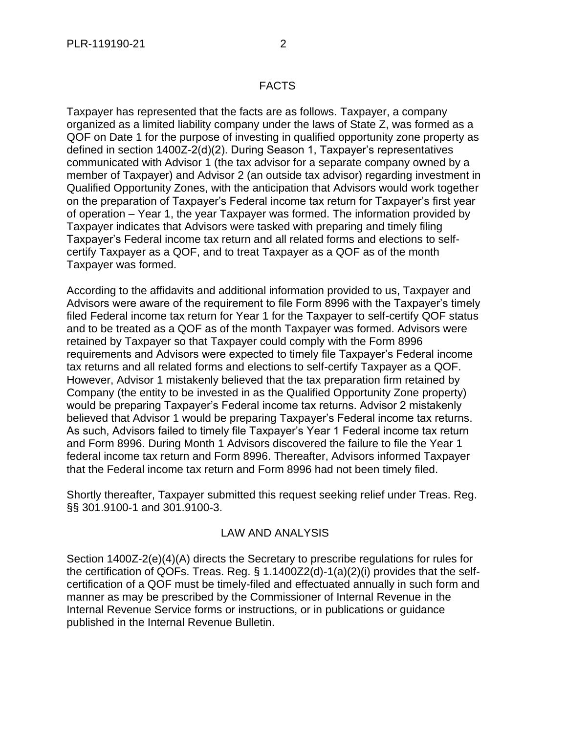## FACTS

Taxpayer has represented that the facts are as follows. Taxpayer, a company organized as a limited liability company under the laws of State Z, was formed as a QOF on Date 1 for the purpose of investing in qualified opportunity zone property as defined in section 1400Z-2(d)(2). During Season 1, Taxpayer's representatives communicated with Advisor 1 (the tax advisor for a separate company owned by a member of Taxpayer) and Advisor 2 (an outside tax advisor) regarding investment in Qualified Opportunity Zones, with the anticipation that Advisors would work together on the preparation of Taxpayer's Federal income tax return for Taxpayer's first year of operation – Year 1, the year Taxpayer was formed. The information provided by Taxpayer indicates that Advisors were tasked with preparing and timely filing Taxpayer's Federal income tax return and all related forms and elections to self-certify Taxpayer as a QOF, and to treat Taxpayer as a QOF as of the month Taxpayer was formed.

According to the affidavits and additional information provided to us, Taxpayer and Advisors were aware of the requirement to file Form 8996 with the Taxpayer's timely filed Federal income tax return for Year 1 for the Taxpayer to self-certify QOF status and to be treated as a QOF as of the month Taxpayer was formed. Advisors were retained by Taxpayer so that Taxpayer could comply with the Form 8996 requirements and Advisors were expected to timely file Taxpayer's Federal income tax returns and all related forms and elections to self-certify Taxpayer as a QOF. However, Advisor 1 mistakenly believed that the tax preparation firm retained by Company (the entity to be invested in as the Qualified Opportunity Zone property) would be preparing Taxpayer's Federal income tax returns. Advisor 2 mistakenly believed that Advisor 1 would be preparing Taxpayer's Federal income tax returns. As such, Advisors failed to timely file Taxpayer's Year 1 Federal income tax return and Form 8996. During Month 1 Advisors discovered the failure to file the Year 1 federal income tax return and Form 8996. Thereafter, Advisors informed Taxpayer that the Federal income tax return and Form 8996 had not been timely filed.

Shortly thereafter, Taxpayer submitted this request seeking relief under Treas. Reg. §§ 301.9100-1 and 301.9100-3.

## LAW AND ANALYSIS

Section 1400Z-2(e)(4)(A) directs the Secretary to prescribe regulations for rules for the certification of QOFs. Treas. Reg. § 1.1400Z2(d)-1(a)(2)(i) provides that the self-certification of a QOF must be timely-filed and effectuated annually in such form and manner as may be prescribed by the Commissioner of Internal Revenue in the Internal Revenue Service forms or instructions, or in publications or guidance published in the Internal Revenue Bulletin.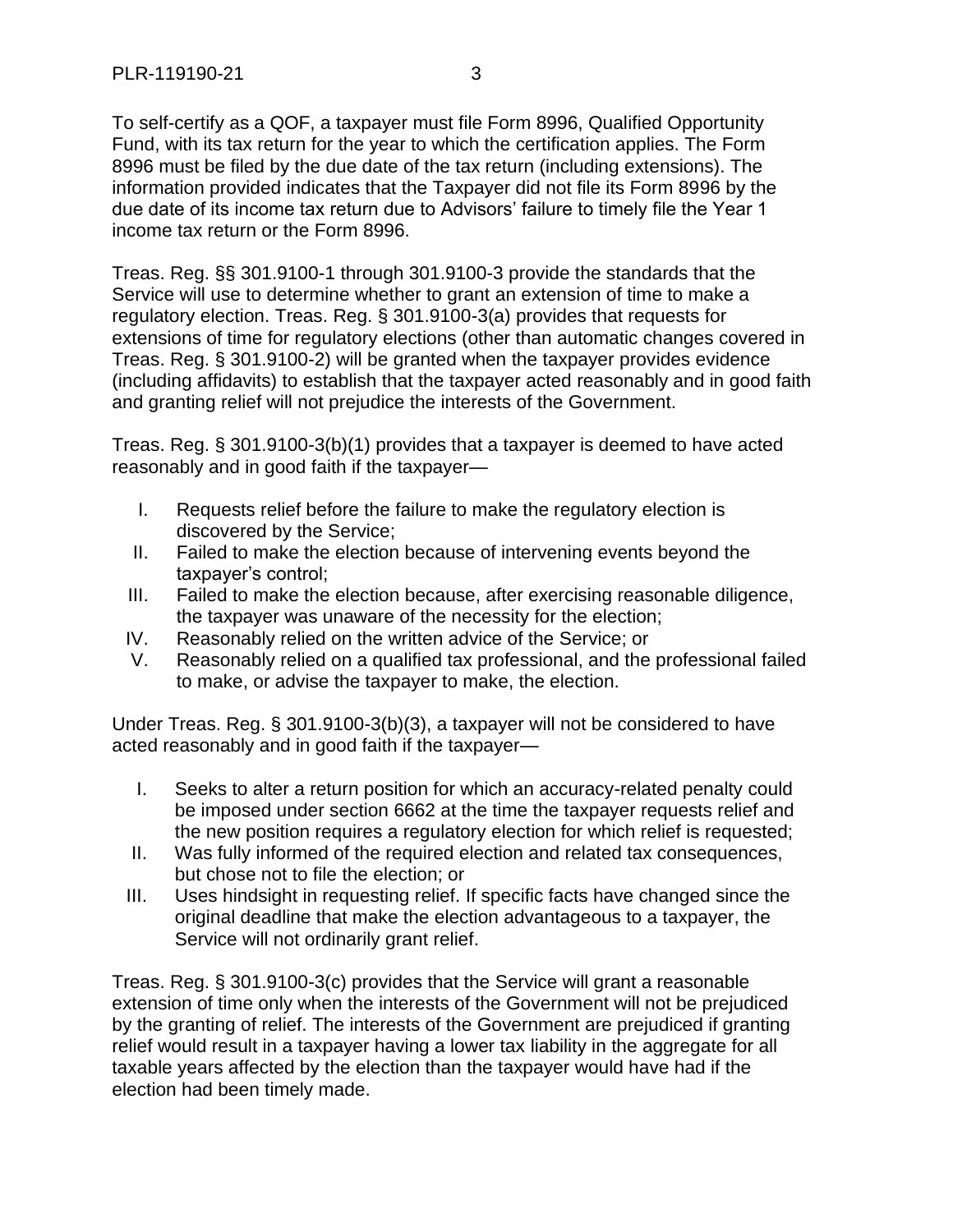To self-certify as a QOF, a taxpayer must file Form 8996, Qualified Opportunity Fund, with its tax return for the year to which the certification applies. The Form 8996 must be filed by the due date of the tax return (including extensions). The information provided indicates that the Taxpayer did not file its Form 8996 by the due date of its income tax return due to Advisors' failure to timely file the Year 1 income tax return or the Form 8996.

Treas. Reg. §§ 301.9100-1 through 301.9100-3 provide the standards that the Service will use to determine whether to grant an extension of time to make a regulatory election. Treas. Reg. § 301.9100-3(a) provides that requests for extensions of time for regulatory elections (other than automatic changes covered in Treas. Reg. § 301.9100-2) will be granted when the taxpayer provides evidence (including affidavits) to establish that the taxpayer acted reasonably and in good faith and granting relief will not prejudice the interests of the Government.

Treas. Reg. § 301.9100-3(b)(1) provides that a taxpayer is deemed to have acted reasonably and in good faith if the taxpayer—

I. Requests relief before the failure to make the regulatory election is discovered by the Service;
II. Failed to make the election because of intervening events beyond the taxpayer's control;
III. Failed to make the election because, after exercising reasonable diligence, the taxpayer was unaware of the necessity for the election;
IV. Reasonably relied on the written advice of the Service; or
V. Reasonably relied on a qualified tax professional, and the professional failed to make, or advise the taxpayer to make, the election.

Under Treas. Reg. § 301.9100-3(b)(3), a taxpayer will not be considered to have acted reasonably and in good faith if the taxpayer—

I. Seeks to alter a return position for which an accuracy-related penalty could be imposed under section 6662 at the time the taxpayer requests relief and the new position requires a regulatory election for which relief is requested;
II. Was fully informed of the required election and related tax consequences, but chose not to file the election; or
III. Uses hindsight in requesting relief. If specific facts have changed since the original deadline that make the election advantageous to a taxpayer, the Service will not ordinarily grant relief.

Treas. Reg. § 301.9100-3(c) provides that the Service will grant a reasonable extension of time only when the interests of the Government will not be prejudiced by the granting of relief. The interests of the Government are prejudiced if granting relief would result in a taxpayer having a lower tax liability in the aggregate for all taxable years affected by the election than the taxpayer would have had if the election had been timely made.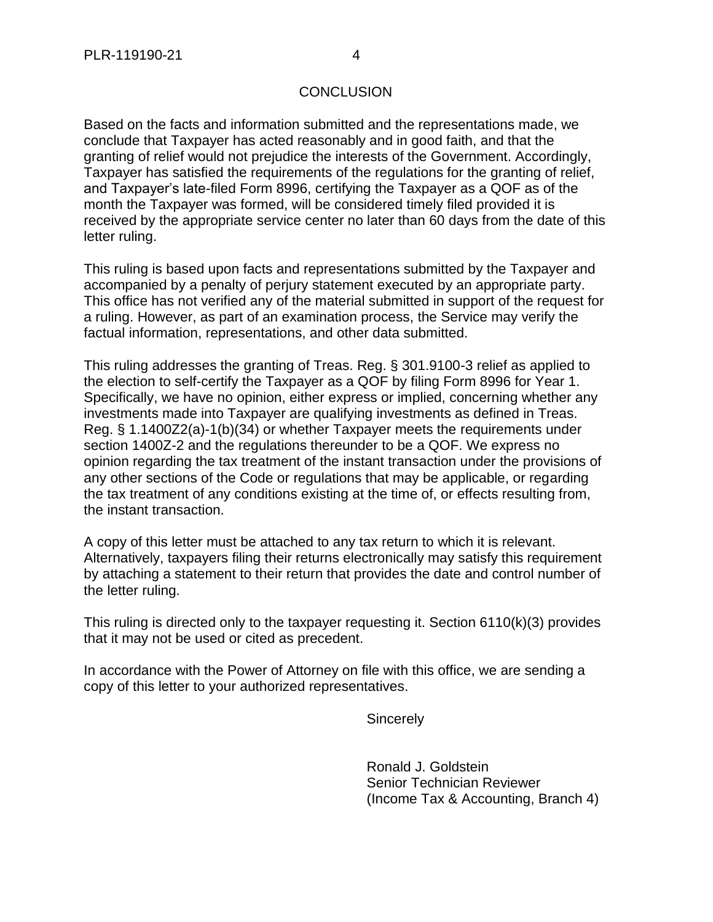## CONCLUSION

Based on the facts and information submitted and the representations made, we conclude that Taxpayer has acted reasonably and in good faith, and that the granting of relief would not prejudice the interests of the Government. Accordingly, Taxpayer has satisfied the requirements of the regulations for the granting of relief, and Taxpayer's late-filed Form 8996, certifying the Taxpayer as a QOF as of the month the Taxpayer was formed, will be considered timely filed provided it is received by the appropriate service center no later than 60 days from the date of this letter ruling.

This ruling is based upon facts and representations submitted by the Taxpayer and accompanied by a penalty of perjury statement executed by an appropriate party. This office has not verified any of the material submitted in support of the request for a ruling. However, as part of an examination process, the Service may verify the factual information, representations, and other data submitted.

This ruling addresses the granting of Treas. Reg. § 301.9100-3 relief as applied to the election to self-certify the Taxpayer as a QOF by filing Form 8996 for Year 1. Specifically, we have no opinion, either express or implied, concerning whether any investments made into Taxpayer are qualifying investments as defined in Treas. Reg. § 1.1400Z2(a)-1(b)(34) or whether Taxpayer meets the requirements under section 1400Z-2 and the regulations thereunder to be a QOF. We express no opinion regarding the tax treatment of the instant transaction under the provisions of any other sections of the Code or regulations that may be applicable, or regarding the tax treatment of any conditions existing at the time of, or effects resulting from, the instant transaction.

A copy of this letter must be attached to any tax return to which it is relevant. Alternatively, taxpayers filing their returns electronically may satisfy this requirement by attaching a statement to their return that provides the date and control number of the letter ruling.

This ruling is directed only to the taxpayer requesting it. Section 6110(k)(3) provides that it may not be used or cited as precedent.

In accordance with the Power of Attorney on file with this office, we are sending a copy of this letter to your authorized representatives.

Sincerely

Ronald J. Goldstein
Senior Technician Reviewer
(Income Tax & Accounting, Branch 4)